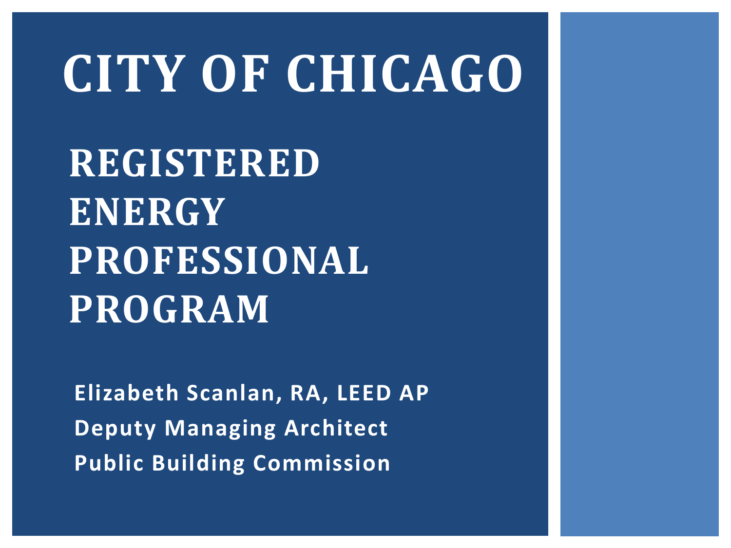# CITY OF CHICAGO

## REGISTERED ENERGY PROFESSIONAL PROGRAM

**Elizabeth Scanlan, RA, LEED AP**

**Deputy Managing Architect**

**Public Building Commission**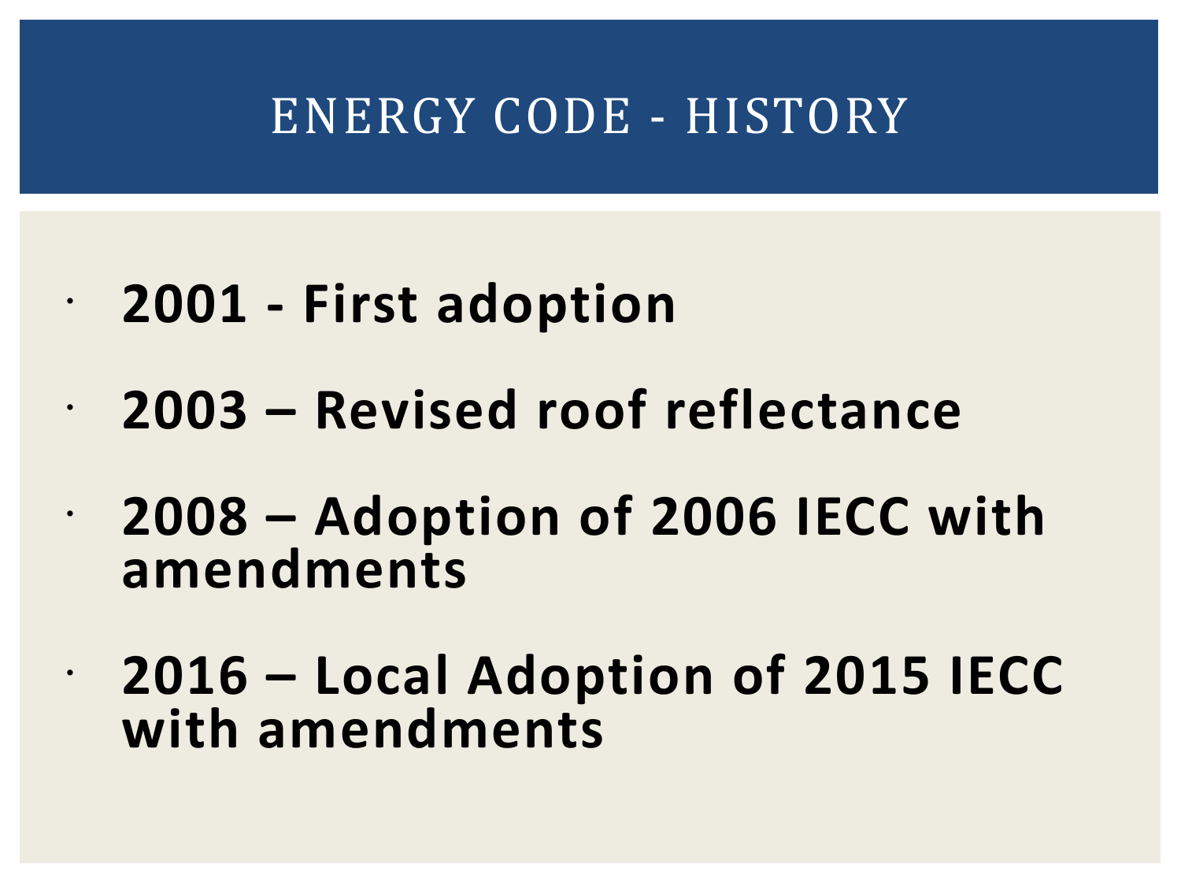# ENERGY CODE - HISTORY

- **2001 - First adoption**
- **2003 – Revised roof reflectance**
- **2008 – Adoption of 2006 IECC with amendments**
- **2016 – Local Adoption of 2015 IECC with amendments**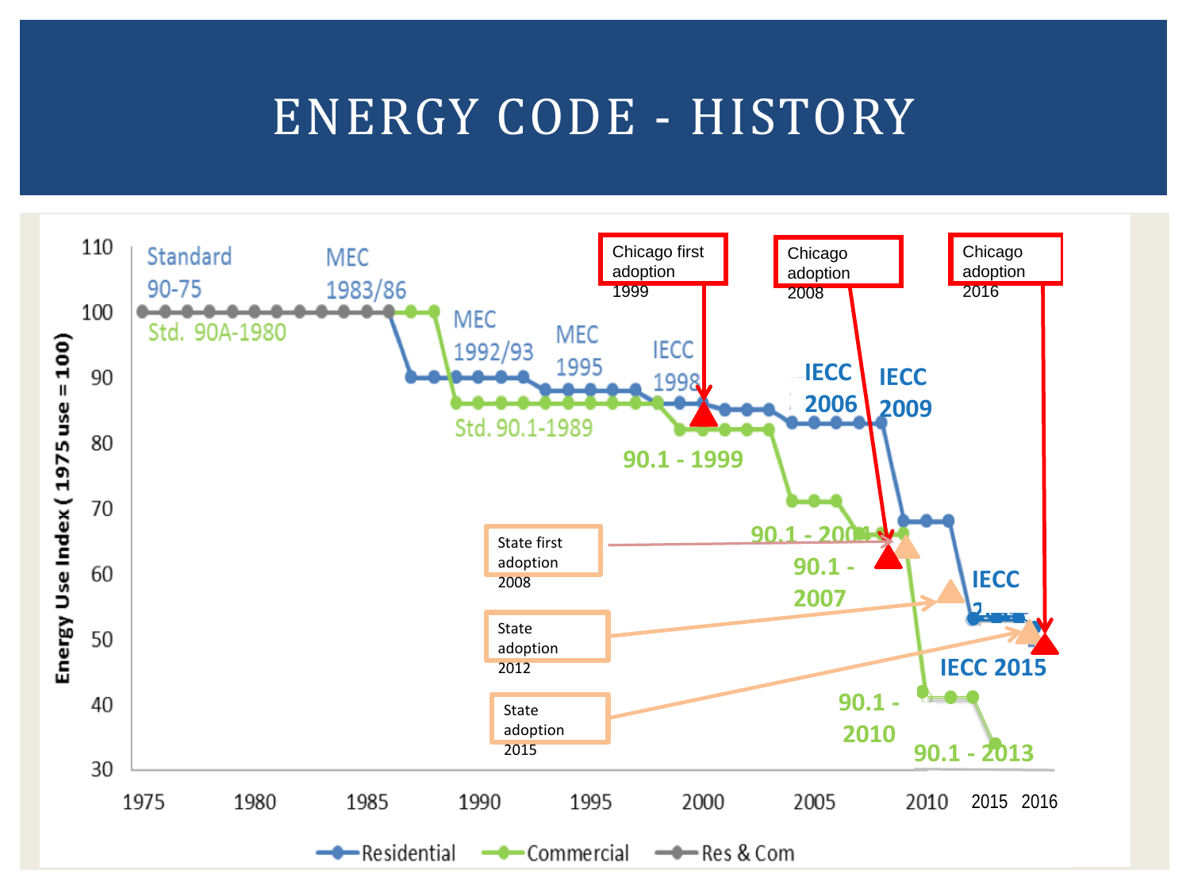# ENERGY CODE - HISTORY

Energy Use Index ( 1975 use = 100)

Standard 90-75

Std. 90A-1980

MEC 1983/86

MEC 1992/93

MEC 1995

IECC 1998

Std. 90.1-1989

90.1 - 1999

IECC 2006

IECC 2009

90.1 - 2004

90.1 - 2007

90.1 - 2010

90.1 - 2013

IECC 2012

IECC 2015

Chicago first adoption 1999

Chicago adoption 2008

Chicago adoption 2016

State first adoption 2008

State adoption 2012

State adoption 2015

Residential | Commercial | Res & Com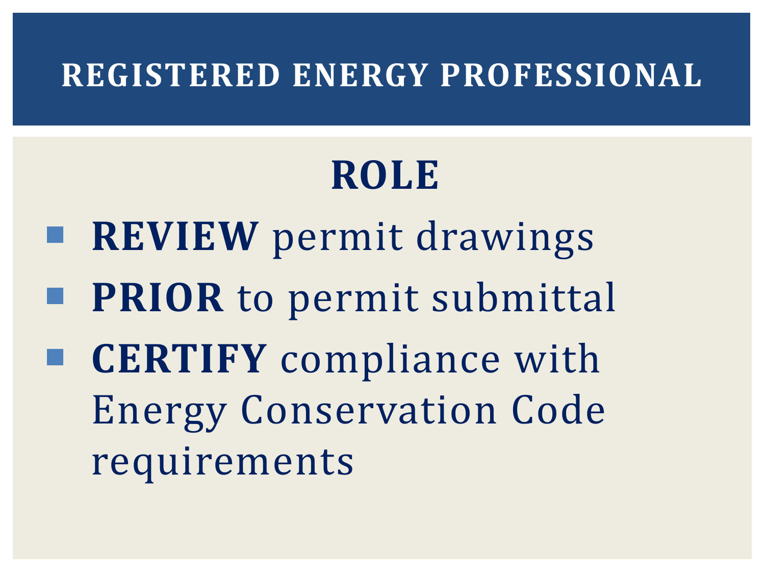# REGISTERED ENERGY PROFESSIONAL

## ROLE

- **REVIEW** permit drawings
- **PRIOR** to permit submittal
- **CERTIFY** compliance with Energy Conservation Code requirements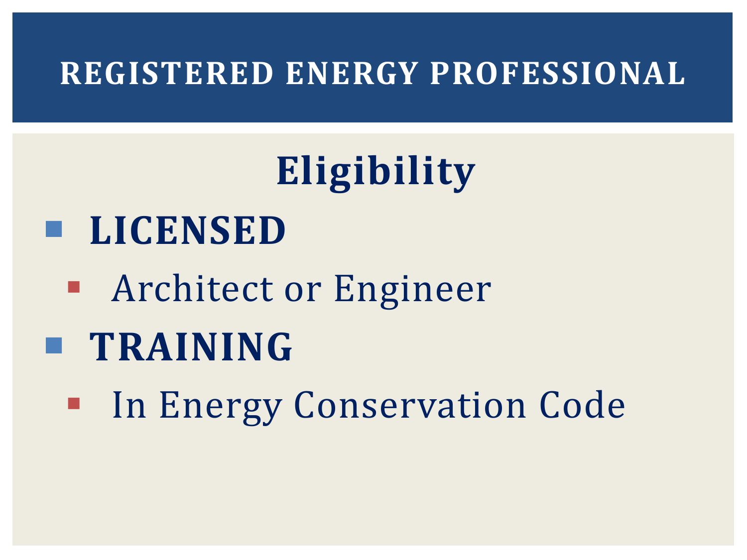# REGISTERED ENERGY PROFESSIONAL

## Eligibility

- **LICENSED**
  - Architect or Engineer
- **TRAINING**
  - In Energy Conservation Code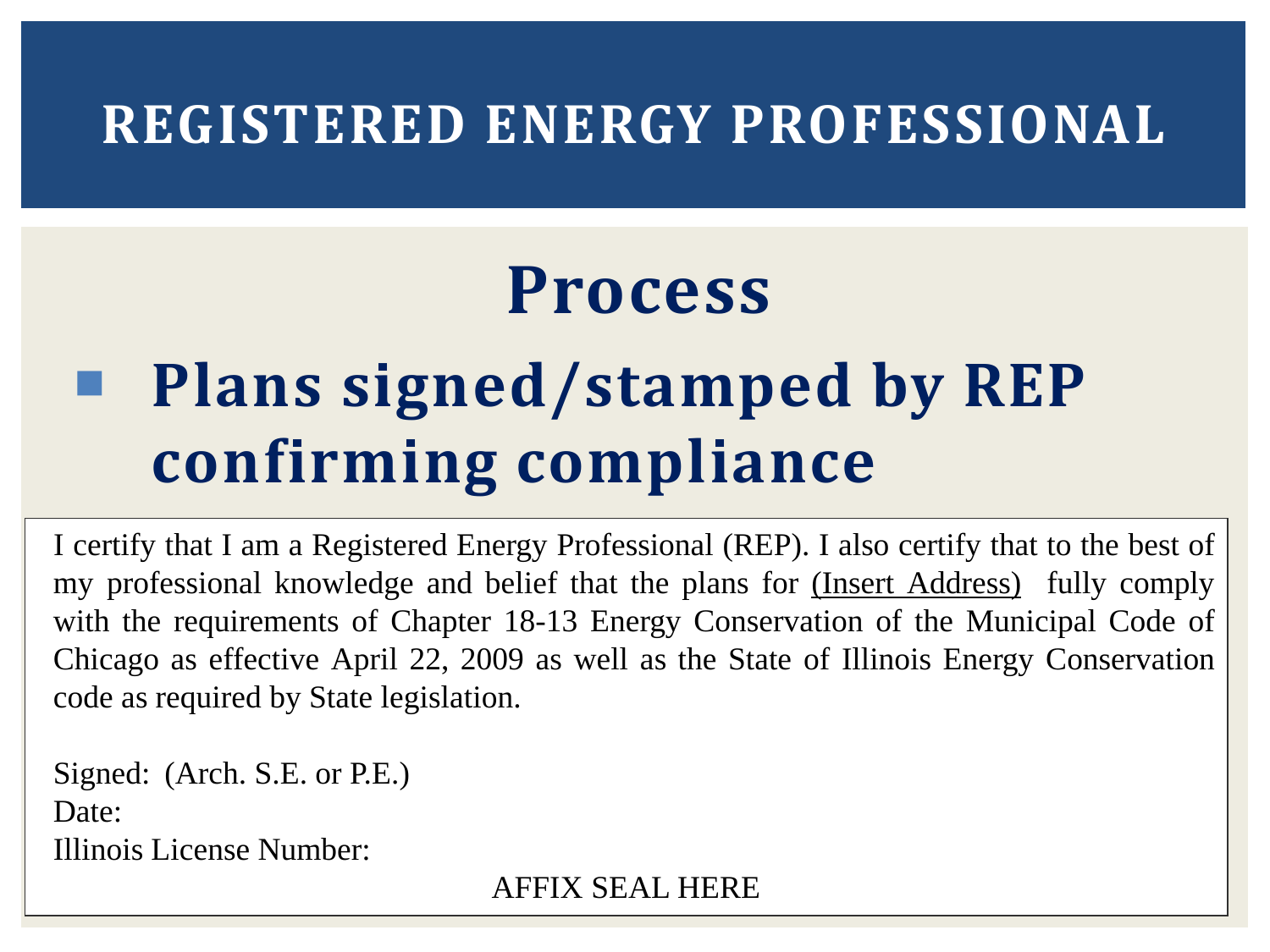# REGISTERED ENERGY PROFESSIONAL

## Process

- **Plans signed/stamped by REP confirming compliance**

I certify that I am a Registered Energy Professional (REP). I also certify that to the best of my professional knowledge and belief that the plans for (Insert Address) fully comply with the requirements of Chapter 18-13 Energy Conservation of the Municipal Code of Chicago as effective April 22, 2009 as well as the State of Illinois Energy Conservation code as required by State legislation.

Signed: (Arch. S.E. or P.E.)
Date:
Illinois License Number:

AFFIX SEAL HERE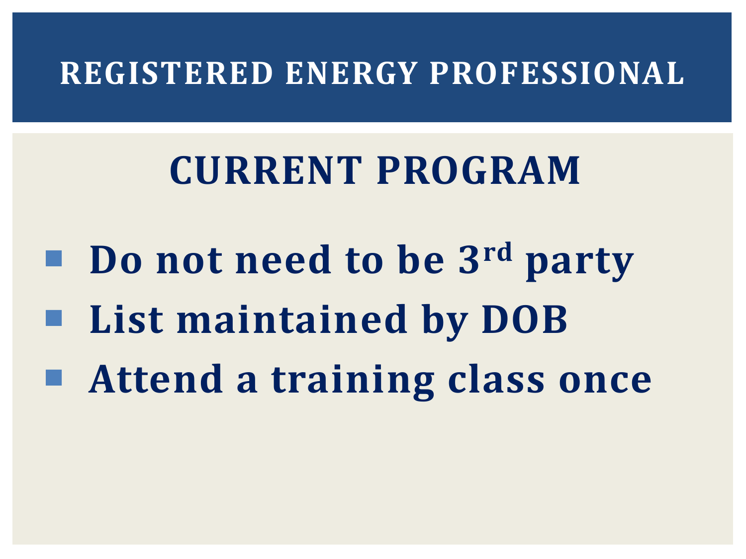# REGISTERED ENERGY PROFESSIONAL

## CURRENT PROGRAM

- **Do not need to be 3rd party**
- **List maintained by DOB**
- **Attend a training class once**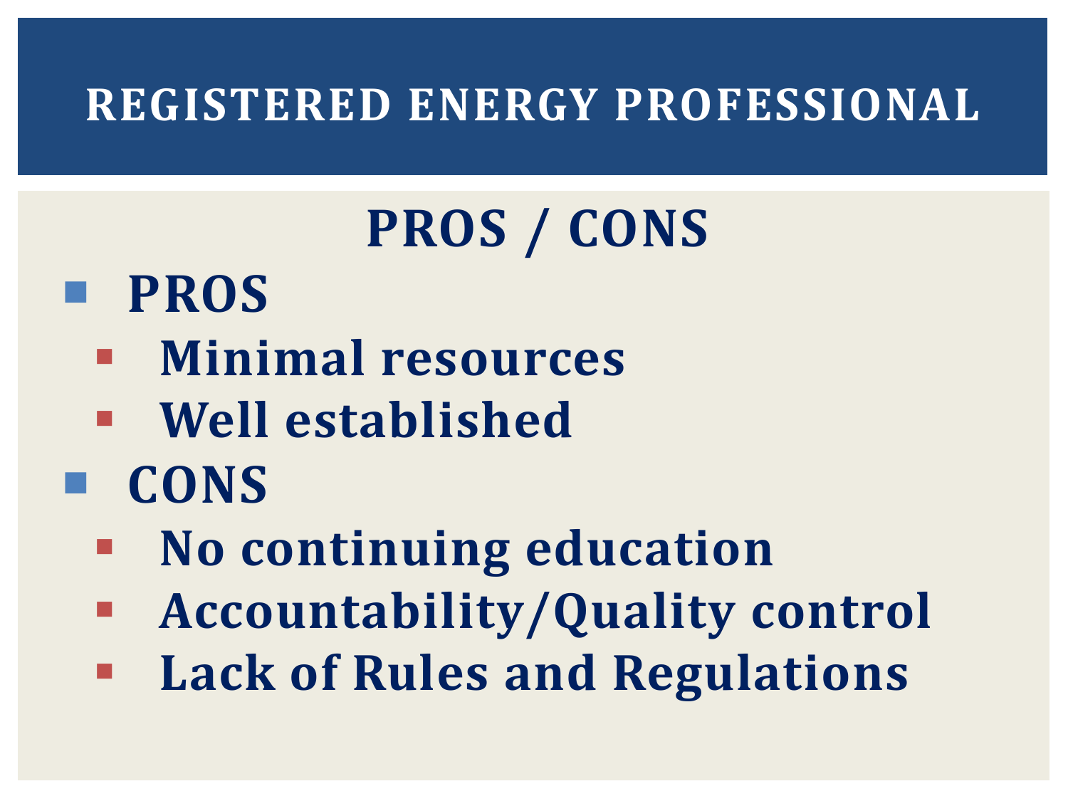# REGISTERED ENERGY PROFESSIONAL

## PROS / CONS

- **PROS**
  - **Minimal resources**
  - **Well established**
- **CONS**
  - **No continuing education**
  - **Accountability/Quality control**
  - **Lack of Rules and Regulations**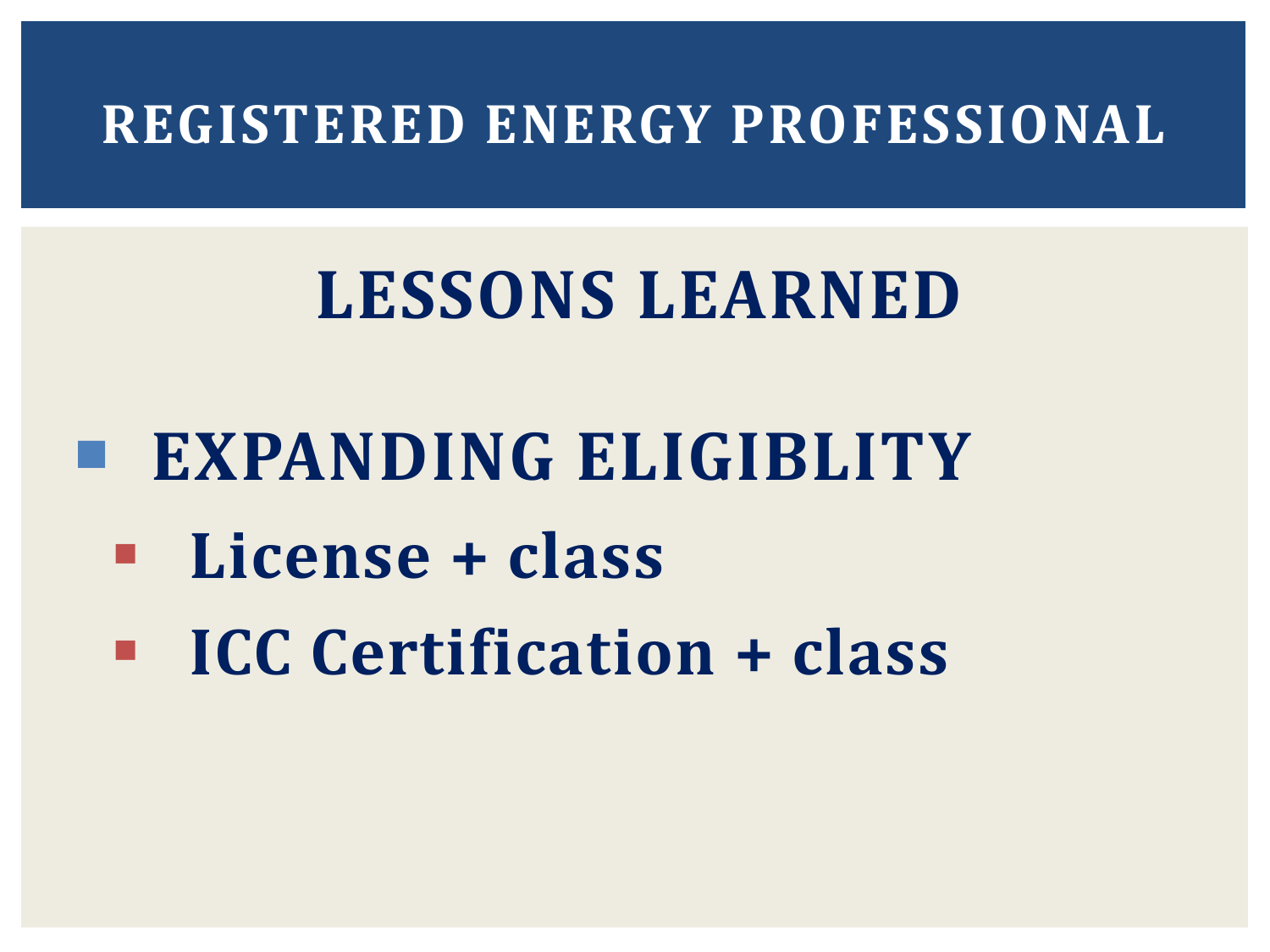# REGISTERED ENERGY PROFESSIONAL

## LESSONS LEARNED

- **EXPANDING ELIGIBLITY**
  - **License + class**
  - **ICC Certification + class**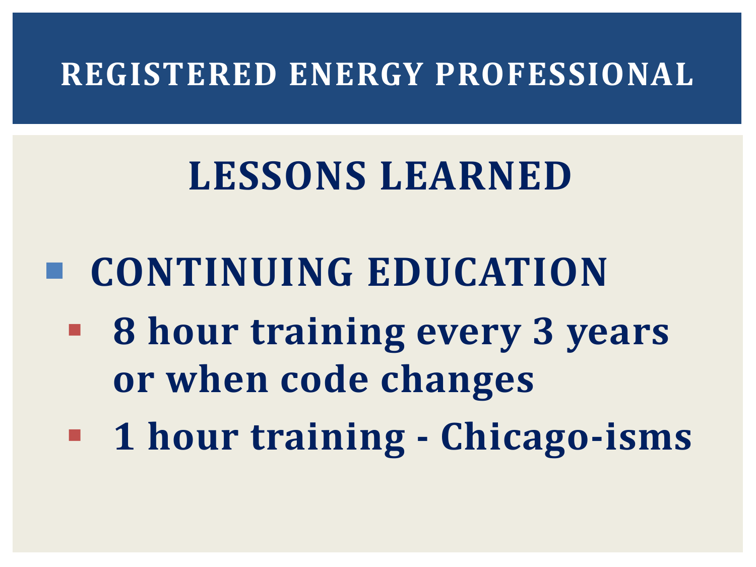# REGISTERED ENERGY PROFESSIONAL

## LESSONS LEARNED

- **CONTINUING EDUCATION**
  - **8 hour training every 3 years or when code changes**
  - **1 hour training - Chicago-isms**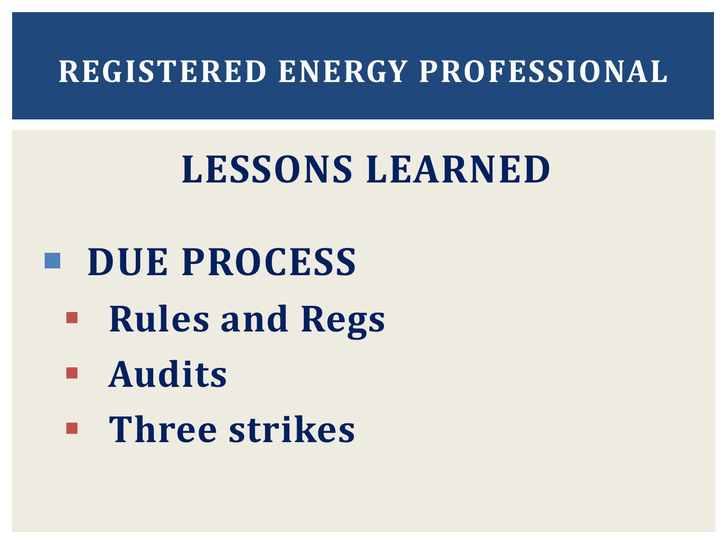# REGISTERED ENERGY PROFESSIONAL

## LESSONS LEARNED

- **DUE PROCESS**
  - **Rules and Regs**
  - **Audits**
  - **Three strikes**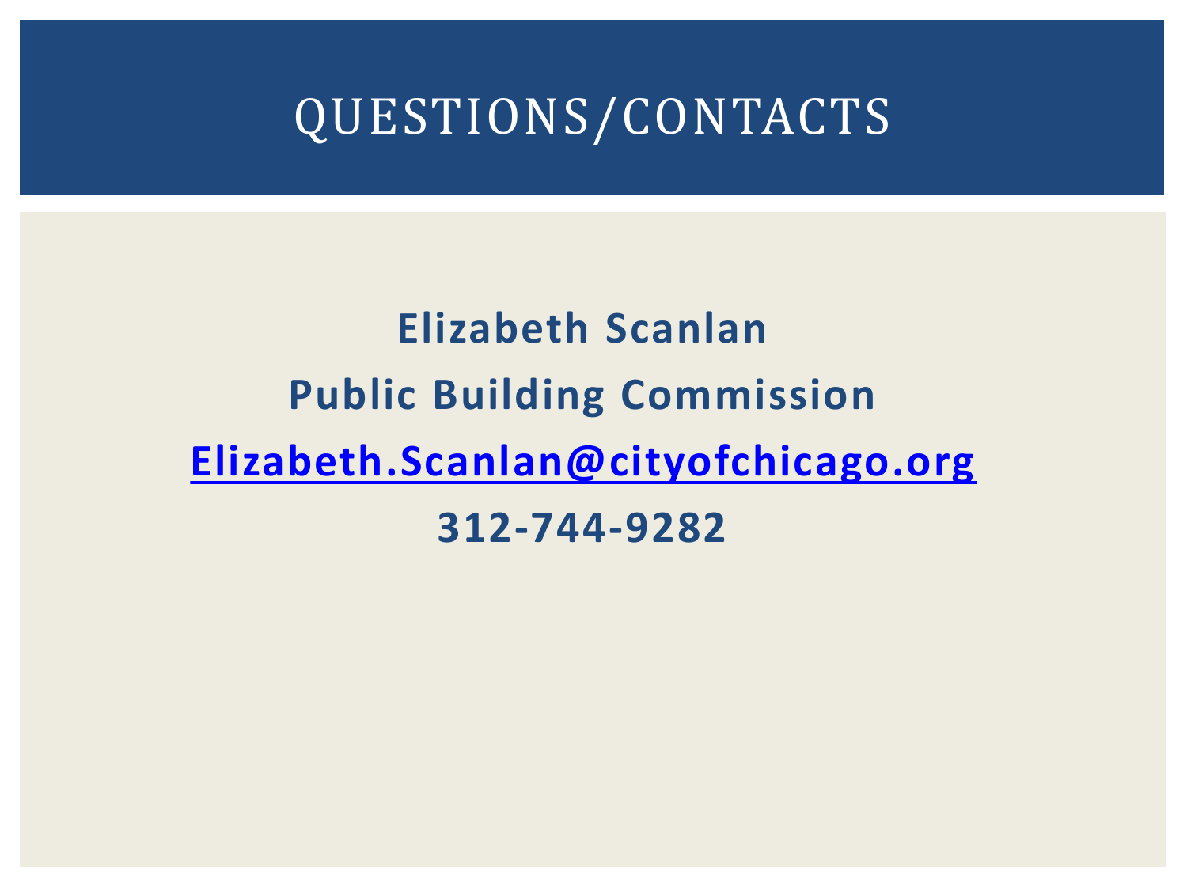# QUESTIONS/CONTACTS

**Elizabeth Scanlan**

**Public Building Commission**

**Elizabeth.Scanlan@cityofchicago.org**

**312-744-9282**